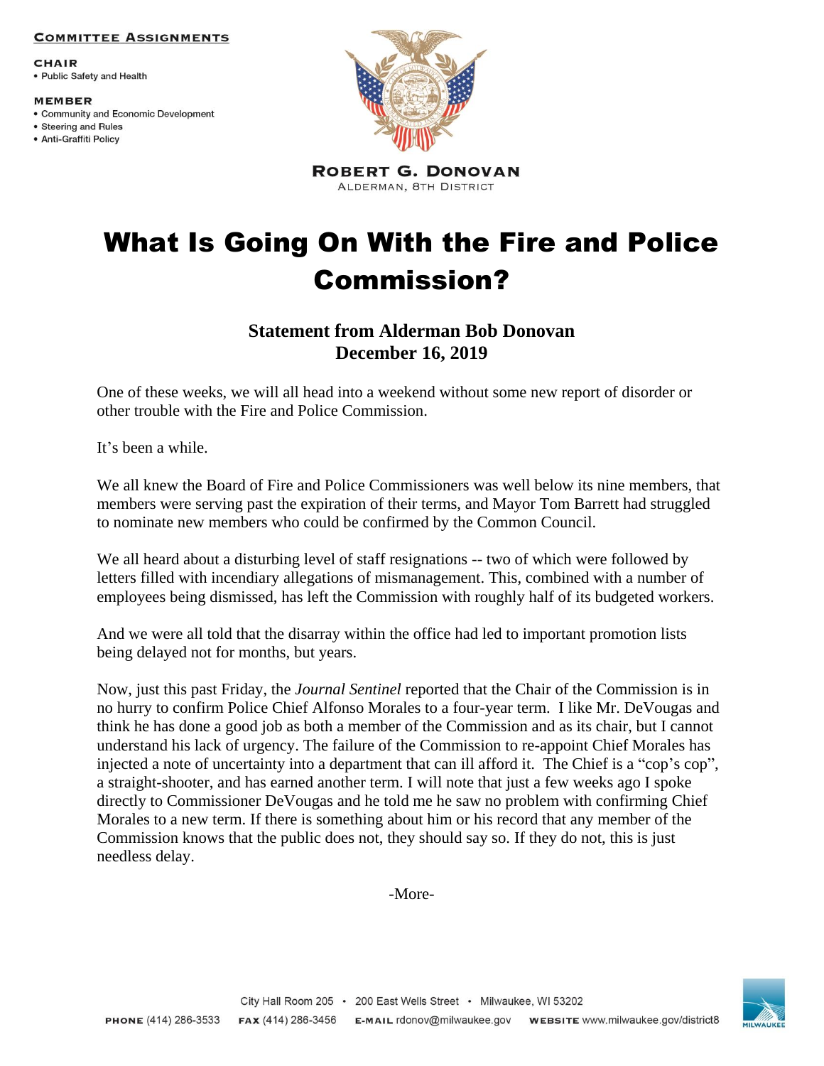**COMMITTEE ASSIGNMENTS**

**CHAIR**
- Public Safety and Health

**MEMBER**
- Community and Economic Development
- Steering and Rules
- Anti-Graffiti Policy

**ROBERT G. DONOVAN**
ALDERMAN, 8TH DISTRICT

# What Is Going On With the Fire and Police Commission?

**Statement from Alderman Bob Donovan**
**December 16, 2019**

One of these weeks, we will all head into a weekend without some new report of disorder or other trouble with the Fire and Police Commission.

It's been a while.

We all knew the Board of Fire and Police Commissioners was well below its nine members, that members were serving past the expiration of their terms, and Mayor Tom Barrett had struggled to nominate new members who could be confirmed by the Common Council.

We all heard about a disturbing level of staff resignations -- two of which were followed by letters filled with incendiary allegations of mismanagement. This, combined with a number of employees being dismissed, has left the Commission with roughly half of its budgeted workers.

And we were all told that the disarray within the office had led to important promotion lists being delayed not for months, but years.

Now, just this past Friday, the *Journal Sentinel* reported that the Chair of the Commission is in no hurry to confirm Police Chief Alfonso Morales to a four-year term. I like Mr. DeVougas and think he has done a good job as both a member of the Commission and as its chair, but I cannot understand his lack of urgency. The failure of the Commission to re-appoint Chief Morales has injected a note of uncertainty into a department that can ill afford it. The Chief is a "cop's cop", a straight-shooter, and has earned another term. I will note that just a few weeks ago I spoke directly to Commissioner DeVougas and he told me he saw no problem with confirming Chief Morales to a new term. If there is something about him or his record that any member of the Commission knows that the public does not, they should say so. If they do not, this is just needless delay.

-More-

City Hall Room 205 • 200 East Wells Street • Milwaukee, WI 53202

**PHONE** (414) 286-3533 **FAX** (414) 286-3456 **E-MAIL** rdonov@milwaukee.gov **WEBSITE** www.milwaukee.gov/district8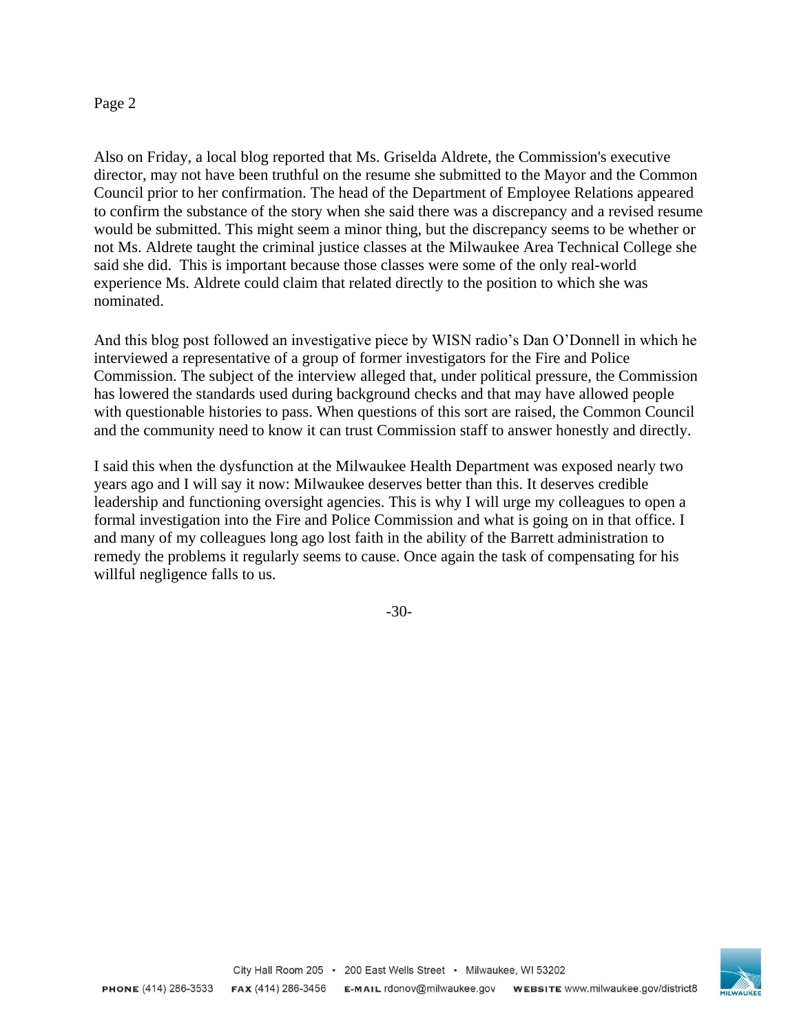Also on Friday, a local blog reported that Ms. Griselda Aldrete, the Commission's executive director, may not have been truthful on the resume she submitted to the Mayor and the Common Council prior to her confirmation. The head of the Department of Employee Relations appeared to confirm the substance of the story when she said there was a discrepancy and a revised resume would be submitted. This might seem a minor thing, but the discrepancy seems to be whether or not Ms. Aldrete taught the criminal justice classes at the Milwaukee Area Technical College she said she did. This is important because those classes were some of the only real-world experience Ms. Aldrete could claim that related directly to the position to which she was nominated.

And this blog post followed an investigative piece by WISN radio's Dan O'Donnell in which he interviewed a representative of a group of former investigators for the Fire and Police Commission. The subject of the interview alleged that, under political pressure, the Commission has lowered the standards used during background checks and that may have allowed people with questionable histories to pass. When questions of this sort are raised, the Common Council and the community need to know it can trust Commission staff to answer honestly and directly.

I said this when the dysfunction at the Milwaukee Health Department was exposed nearly two years ago and I will say it now: Milwaukee deserves better than this. It deserves credible leadership and functioning oversight agencies. This is why I will urge my colleagues to open a formal investigation into the Fire and Police Commission and what is going on in that office. I and many of my colleagues long ago lost faith in the ability of the Barrett administration to remedy the problems it regularly seems to cause. Once again the task of compensating for his willful negligence falls to us.

-30-

City Hall Room 205 • 200 East Wells Street • Milwaukee, WI 53202

**PHONE** (414) 286-3533 **FAX** (414) 286-3456 **E-MAIL** rdonov@milwaukee.gov **WEBSITE** www.milwaukee.gov/district8